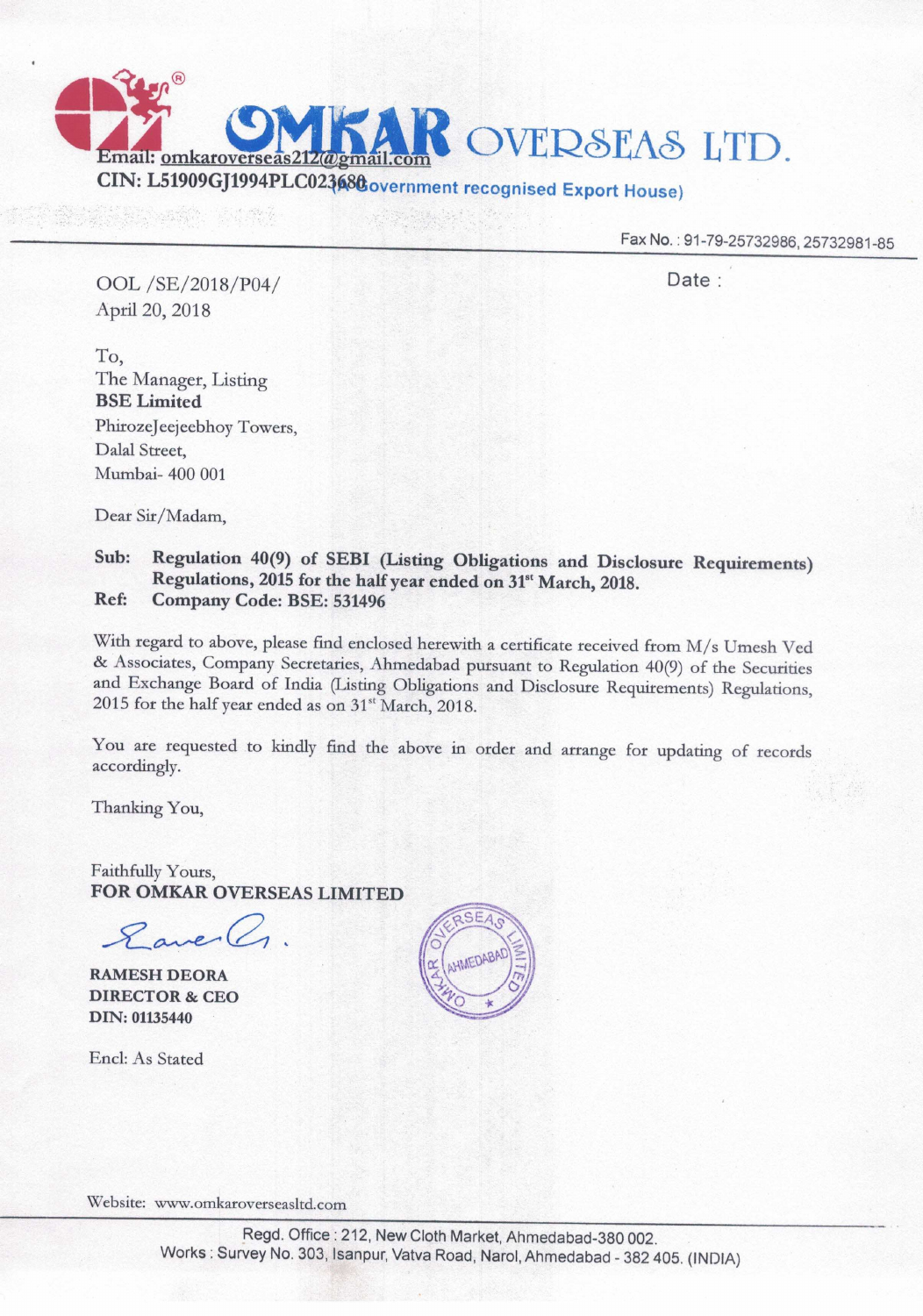# OMKAR OVERSEAS LTD.

Email: omkaroverseas212@gmail.com

CIN: L51909GJ1994PLC023680 (A Government recognised Export House)

Fax No.: 91-79-25732986, 25732981-85

OOL /SE/2018/P04/

April 20, 2018

Date :

To,

The Manager, Listing

**BSE Limited**

PhirozeJeejeebhoy Towers,

Dalal Street,

Mumbai- 400 001

Dear Sir/Madam,

**Sub: Regulation 40(9) of SEBI (Listing Obligations and Disclosure Requirements) Regulations, 2015 for the half year ended on 31st March, 2018.**

**Ref: Company Code: BSE: 531496**

With regard to above, please find enclosed herewith a certificate received from M/s Umesh Ved & Associates, Company Secretaries, Ahmedabad pursuant to Regulation 40(9) of the Securities and Exchange Board of India (Listing Obligations and Disclosure Requirements) Regulations, 2015 for the half year ended as on 31st March, 2018.

You are requested to kindly find the above in order and arrange for updating of records accordingly.

Thanking You,

Faithfully Yours,

**FOR OMKAR OVERSEAS LIMITED**

**RAMESH DEORA**

**DIRECTOR & CEO**

**DIN: 01135440**

Encl: As Stated

Website: www.omkaroverseasltd.com

Regd. Office : 212, New Cloth Market, Ahmedabad-380 002.

Works : Survey No. 303, Isanpur, Vatva Road, Narol, Ahmedabad - 382 405. (INDIA)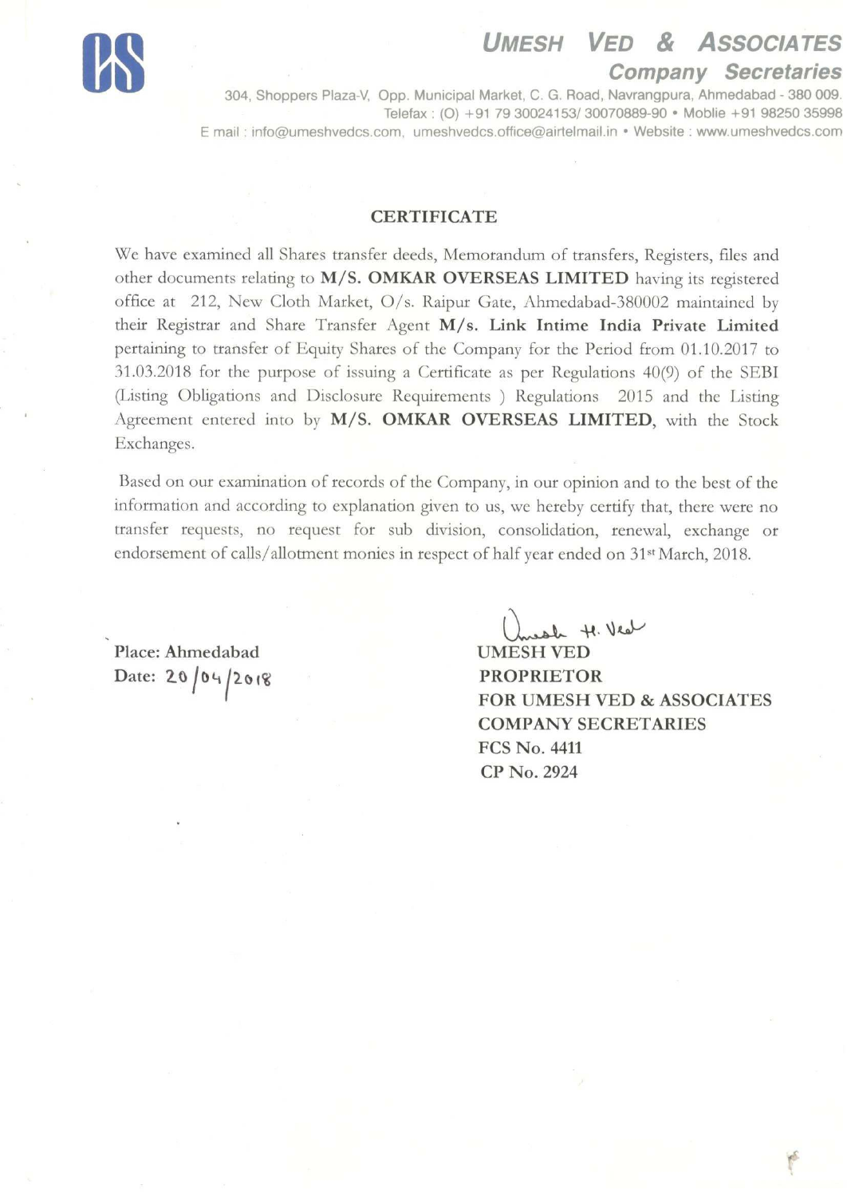# UMESH VED & ASSOCIATES

## Company Secretaries

304, Shoppers Plaza-V, Opp. Municipal Market, C. G. Road, Navrangpura, Ahmedabad - 380 009.
Telefax : (O) +91 79 30024153/ 30070889-90 • Moblie +91 98250 35998
E mail : info@umeshvedcs.com, umeshvedcs.office@airtelmail.in • Website : www.umeshvedcs.com

### CERTIFICATE

We have examined all Shares transfer deeds, Memorandum of transfers, Registers, files and other documents relating to **M/S. OMKAR OVERSEAS LIMITED** having its registered office at 212, New Cloth Market, O/s. Raipur Gate, Ahmedabad-380002 maintained by their Registrar and Share Transfer Agent **M/s. Link Intime India Private Limited** pertaining to transfer of Equity Shares of the Company for the Period from 01.10.2017 to 31.03.2018 for the purpose of issuing a Certificate as per Regulations 40(9) of the SEBI (Listing Obligations and Disclosure Requirements ) Regulations 2015 and the Listing Agreement entered into by **M/S. OMKAR OVERSEAS LIMITED**, with the Stock Exchanges.

Based on our examination of records of the Company, in our opinion and to the best of the information and according to explanation given to us, we hereby certify that, there were no transfer requests, no request for sub division, consolidation, renewal, exchange or endorsement of calls/allotment monies in respect of half year ended on 31st March, 2018.

**Place: Ahmedabad**
**Date:** 20/04/2018

**UMESH VED**
**PROPRIETOR**
**FOR UMESH VED & ASSOCIATES**
**COMPANY SECRETARIES**
**FCS No. 4411**
**CP No. 2924**